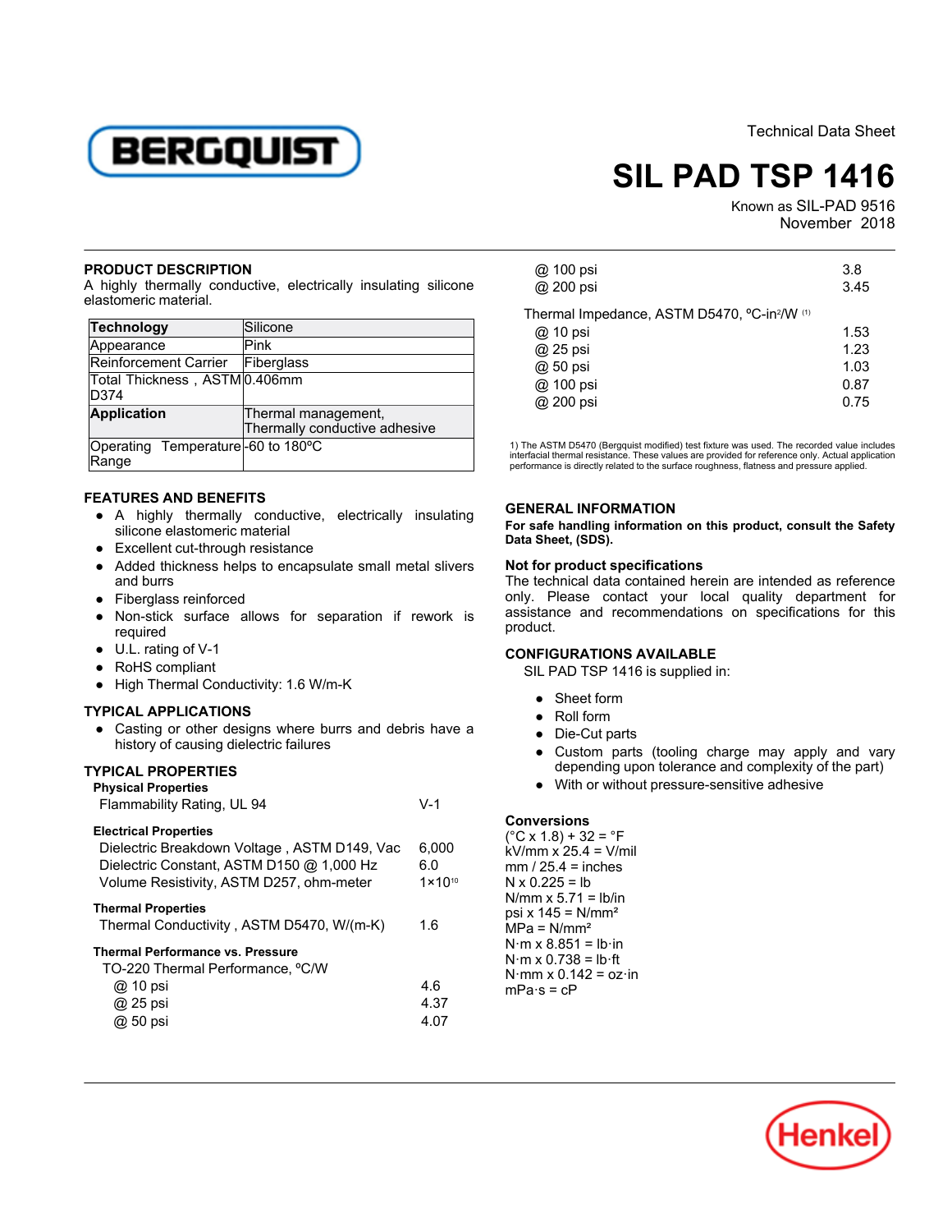Technical Data Sheet

# SIL PAD TSP 1416

Known as SIL-PAD 9516
November 2018

## PRODUCT DESCRIPTION

A highly thermally conductive, electrically insulating silicone elastomeric material.

| **Technology** | Silicone |
|---|---|
| Appearance | Pink |
| Reinforcement Carrier | Fiberglass |
| Total Thickness , ASTM D374 | 0.406mm |
| **Application** | Thermal management, Thermally conductive adhesive |
| Operating Temperature Range | -60 to 180°C |

## FEATURES AND BENEFITS

- A highly thermally conductive, electrically insulating silicone elastomeric material
- Excellent cut-through resistance
- Added thickness helps to encapsulate small metal slivers and burrs
- Fiberglass reinforced
- Non-stick surface allows for separation if rework is required
- U.L. rating of V-1
- RoHS compliant
- High Thermal Conductivity: 1.6 W/m-K

## TYPICAL APPLICATIONS

- Casting or other designs where burrs and debris have a history of causing dielectric failures

## TYPICAL PROPERTIES

**Physical Properties**

| | |
|---|---|
| Flammability Rating, UL 94 | V-1 |

**Electrical Properties**

| | |
|---|---|
| Dielectric Breakdown Voltage , ASTM D149, Vac | 6,000 |
| Dielectric Constant, ASTM D150 @ 1,000 Hz | 6.0 |
| Volume Resistivity, ASTM D257, ohm-meter | $1\times10^{10}$ |

**Thermal Properties**

| | |
|---|---|
| Thermal Conductivity , ASTM D5470, W/(m-K) | 1.6 |

**Thermal Performance vs. Pressure**

| TO-220 Thermal Performance, °C/W | |
|---|---|
| @ 10 psi | 4.6 |
| @ 25 psi | 4.37 |
| @ 50 psi | 4.07 |
| @ 100 psi | 3.8 |
| @ 200 psi | 3.45 |

| Thermal Impedance, ASTM D5470, °C-in²/W [1] | |
|---|---|
| @ 10 psi | 1.53 |
| @ 25 psi | 1.23 |
| @ 50 psi | 1.03 |
| @ 100 psi | 0.87 |
| @ 200 psi | 0.75 |

1) The ASTM D5470 (Bergquist modified) test fixture was used. The recorded value includes interfacial thermal resistance. These values are provided for reference only. Actual application performance is directly related to the surface roughness, flatness and pressure applied.

## GENERAL INFORMATION

**For safe handling information on this product, consult the Safety Data Sheet, (SDS).**

**Not for product specifications**

The technical data contained herein are intended as reference only. Please contact your local quality department for assistance and recommendations on specifications for this product.

## CONFIGURATIONS AVAILABLE

SIL PAD TSP 1416 is supplied in:

- Sheet form
- Roll form
- Die-Cut parts
- Custom parts (tooling charge may apply and vary depending upon tolerance and complexity of the part)
- With or without pressure-sensitive adhesive

**Conversions**

(°C x 1.8) + 32 = °F
kV/mm x 25.4 = V/mil
mm / 25.4 = inches
N x 0.225 = lb
N/mm x 5.71 = lb/in
psi x 145 = N/mm²
MPa = N/mm²
N·m x 8.851 = lb·in
N·m x 0.738 = lb·ft
N·mm x 0.142 = oz·in
mPa·s = cP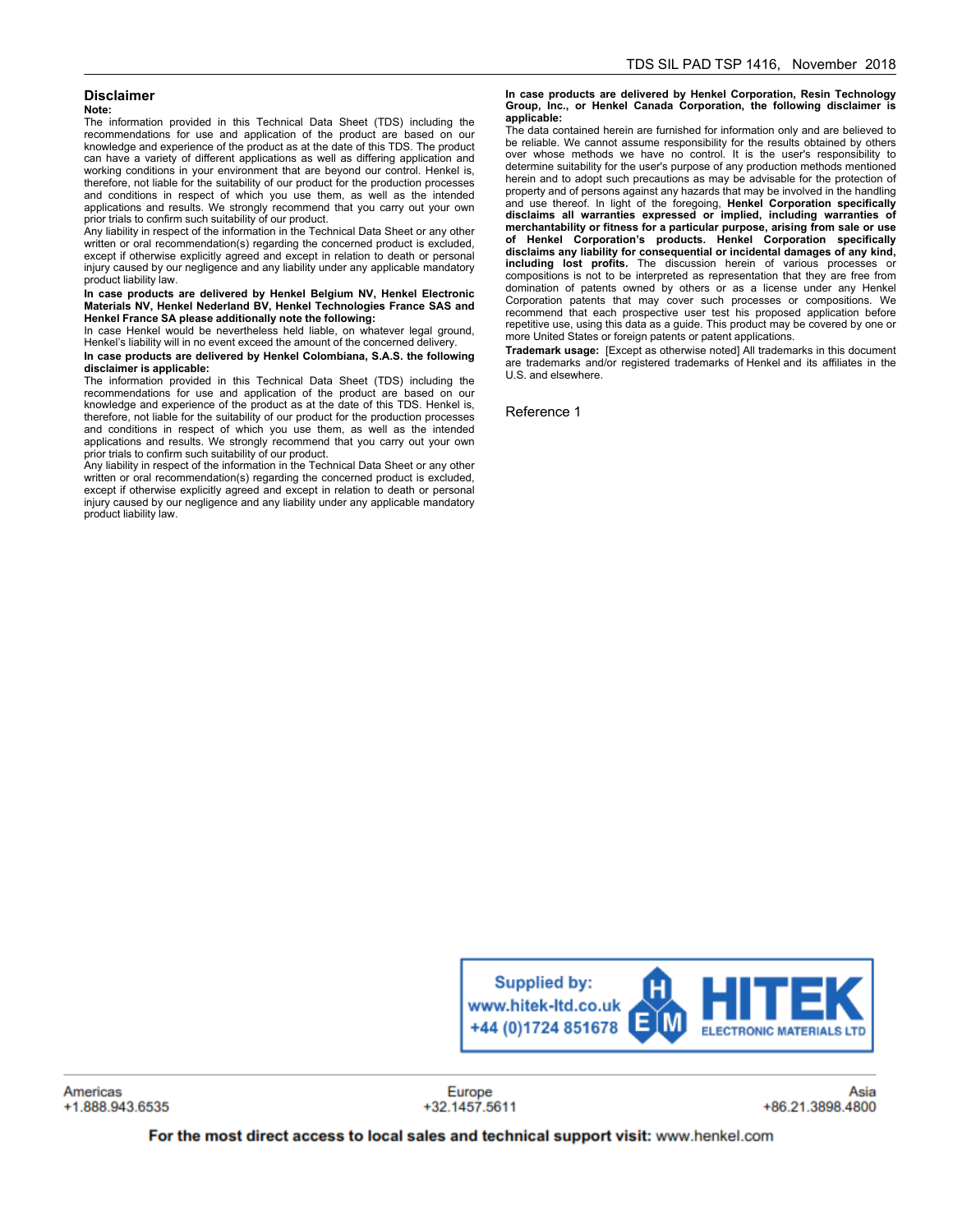## Disclaimer

**Note:**

The information provided in this Technical Data Sheet (TDS) including the recommendations for use and application of the product are based on our knowledge and experience of the product as at the date of this TDS. The product can have a variety of different applications as well as differing application and working conditions in your environment that are beyond our control. Henkel is, therefore, not liable for the suitability of our product for the production processes and conditions in respect of which you use them, as well as the intended applications and results. We strongly recommend that you carry out your own prior trials to confirm such suitability of our product.

Any liability in respect of the information in the Technical Data Sheet or any other written or oral recommendation(s) regarding the concerned product is excluded, except if otherwise explicitly agreed and except in relation to death or personal injury caused by our negligence and any liability under any applicable mandatory product liability law.

**In case products are delivered by Henkel Belgium NV, Henkel Electronic Materials NV, Henkel Nederland BV, Henkel Technologies France SAS and Henkel France SA please additionally note the following:**

In case Henkel would be nevertheless held liable, on whatever legal ground, Henkel's liability will in no event exceed the amount of the concerned delivery.

**In case products are delivered by Henkel Colombiana, S.A.S. the following disclaimer is applicable:**

The information provided in this Technical Data Sheet (TDS) including the recommendations for use and application of the product are based on our knowledge and experience of the product as at the date of this TDS. Henkel is, therefore, not liable for the suitability of our product for the production processes and conditions in respect of which you use them, as well as the intended applications and results. We strongly recommend that you carry out your own prior trials to confirm such suitability of our product.

Any liability in respect of the information in the Technical Data Sheet or any other written or oral recommendation(s) regarding the concerned product is excluded, except if otherwise explicitly agreed and except in relation to death or personal injury caused by our negligence and any liability under any applicable mandatory product liability law.

**In case products are delivered by Henkel Corporation, Resin Technology Group, Inc., or Henkel Canada Corporation, the following disclaimer is applicable:**

The data contained herein are furnished for information only and are believed to be reliable. We cannot assume responsibility for the results obtained by others over whose methods we have no control. It is the user's responsibility to determine suitability for the user's purpose of any production methods mentioned herein and to adopt such precautions as may be advisable for the protection of property and of persons against any hazards that may be involved in the handling and use thereof. In light of the foregoing, **Henkel Corporation specifically disclaims all warranties expressed or implied, including warranties of merchantability or fitness for a particular purpose, arising from sale or use of Henkel Corporation's products. Henkel Corporation specifically disclaims any liability for consequential or incidental damages of any kind, including lost profits.** The discussion herein of various processes or compositions is not to be interpreted as representation that they are free from domination of patents owned by others or as a license under any Henkel Corporation patents that may cover such processes or compositions. We recommend that each prospective user test his proposed application before repetitive use, using this data as a guide. This product may be covered by one or more United States or foreign patents or patent applications.

**Trademark usage:** [Except as otherwise noted] All trademarks in this document are trademarks and/or registered trademarks of Henkel and its affiliates in the U.S. and elsewhere.

Reference 1

Supplied by:
www.hitek-ltd.co.uk
+44 (0)1724 851678
HITEK ELECTRONIC MATERIALS LTD

Americas
+1.888.943.6535

Europe
+32.1457.5611

Asia
+86.21.3898.4800

**For the most direct access to local sales and technical support visit:** www.henkel.com